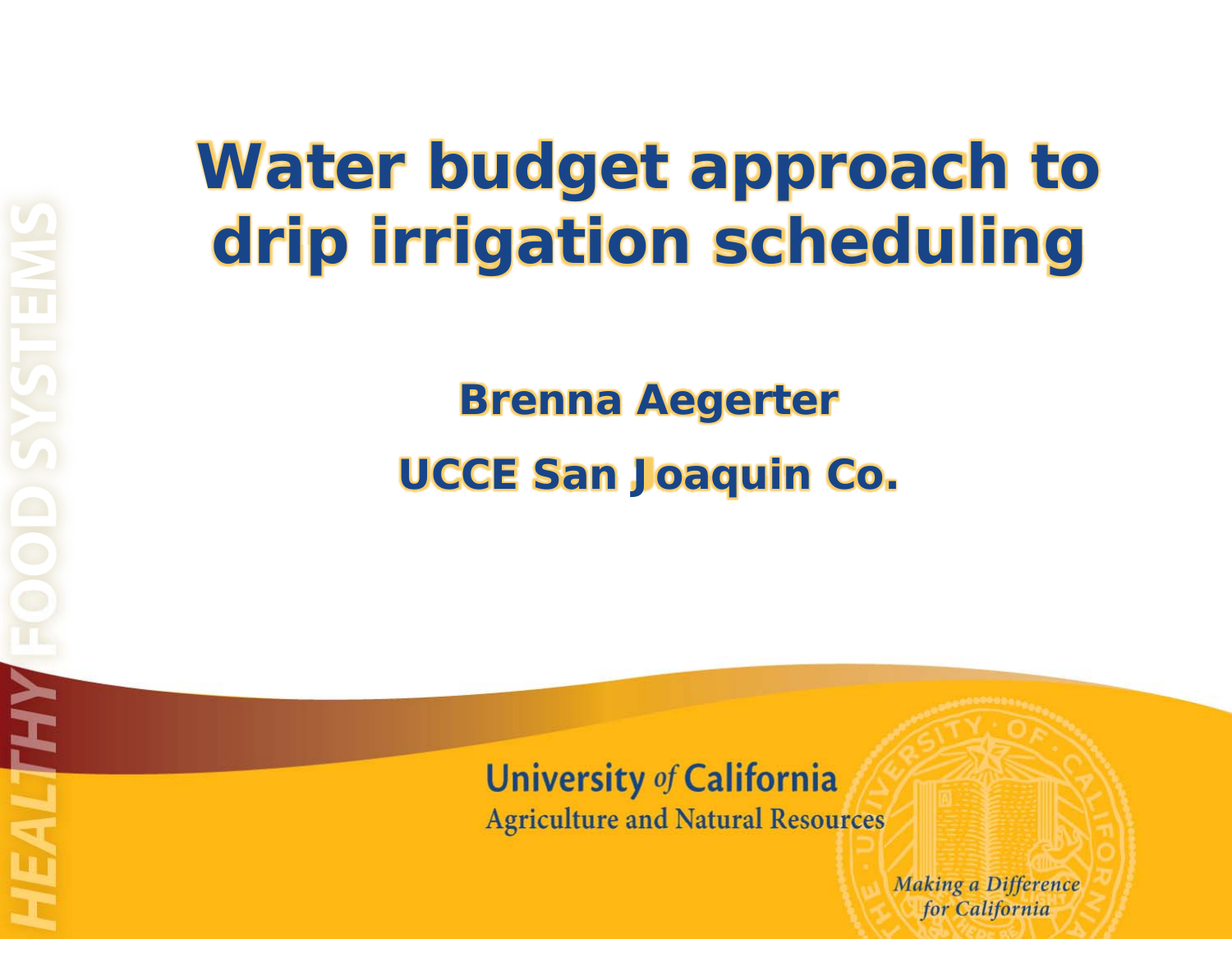# Water budget approach to drip irrigation scheduling

**Brenna Aegerter**

**UCCE San Joaquin Co.**

HEALTHY FOOD SYSTEMS

University *of* California
Agriculture and Natural Resources

*Making a Difference for California*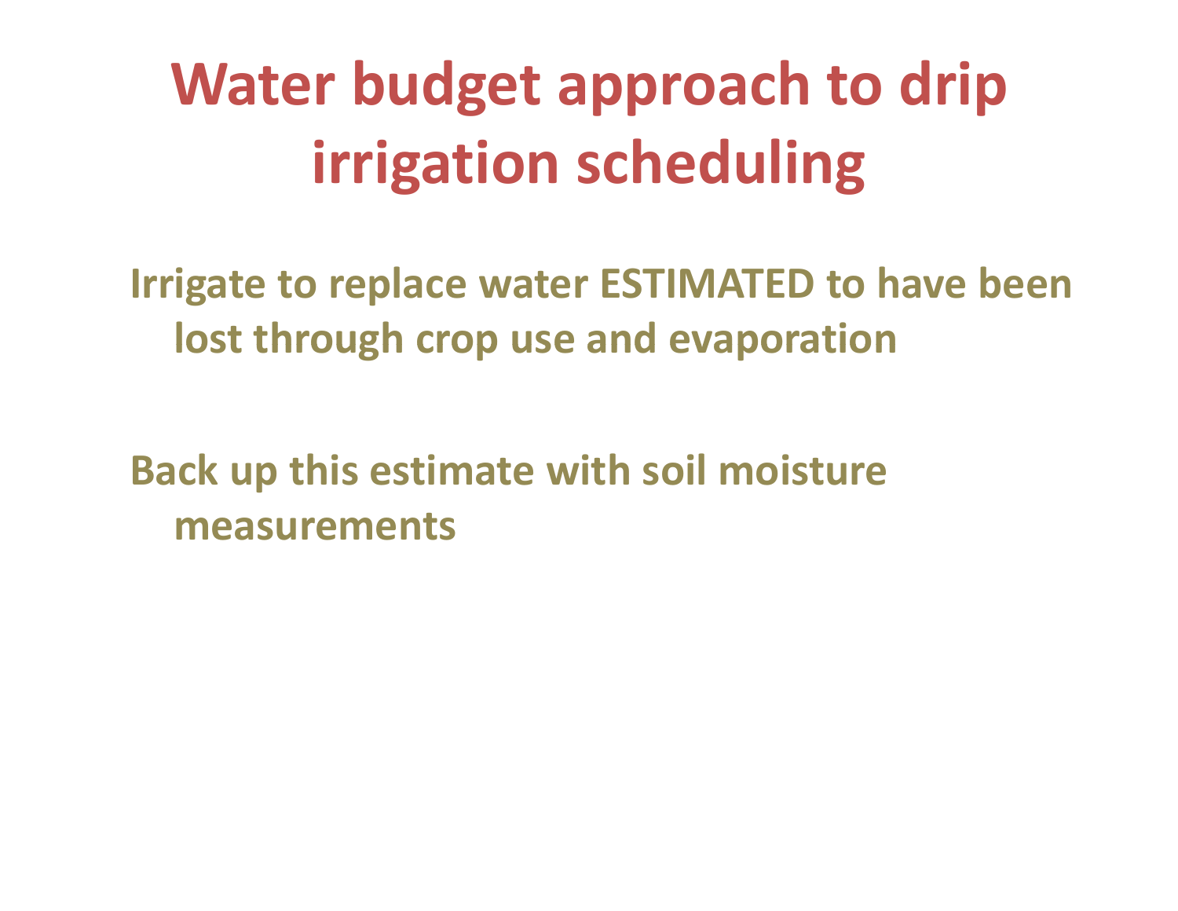# Water budget approach to drip irrigation scheduling

**Irrigate to replace water ESTIMATED to have been lost through crop use and evaporation**

**Back up this estimate with soil moisture measurements**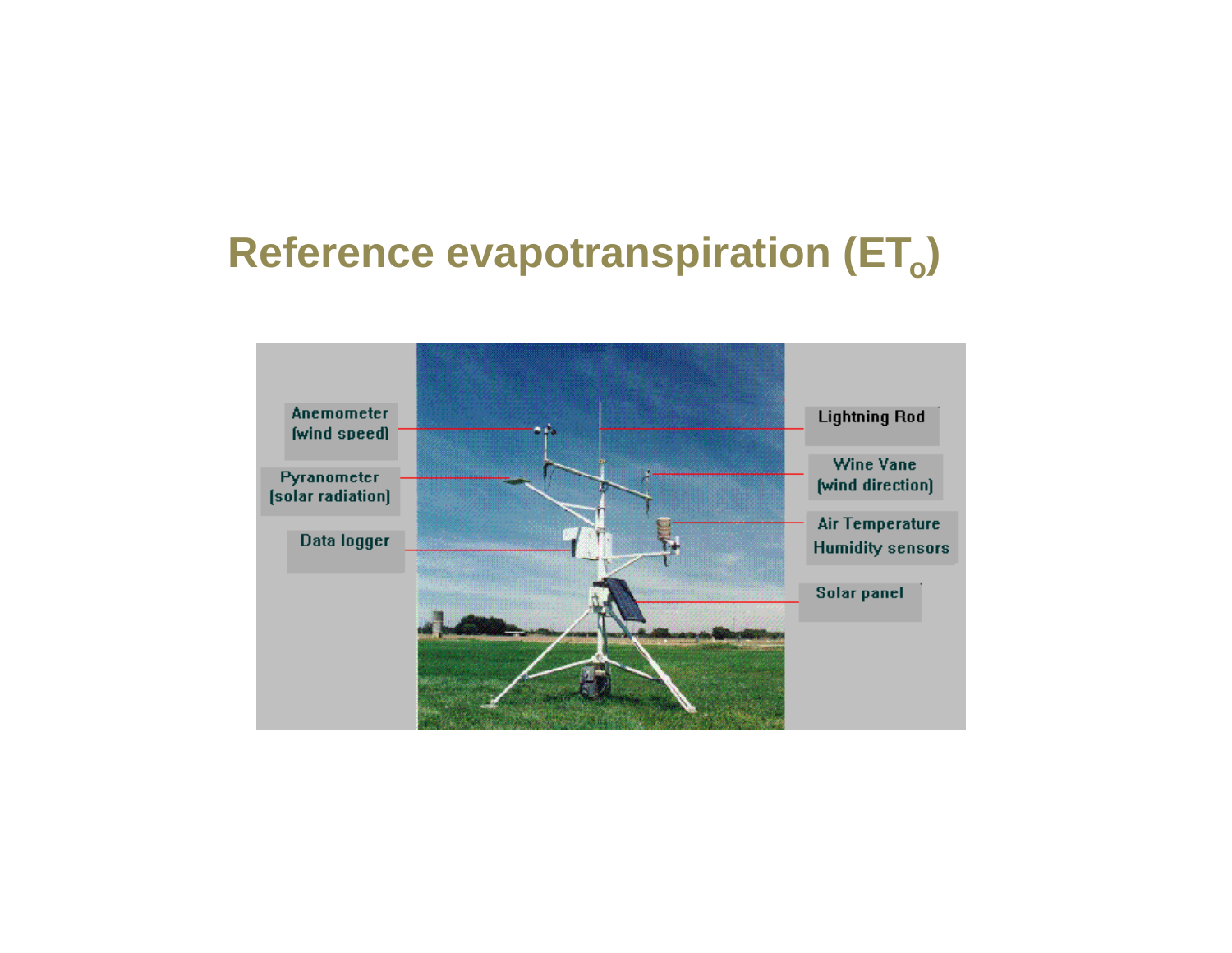# Reference evapotranspiration ($ET_o$)

Anemometer (wind speed)

Pyranometer (solar radiation)

Data logger

Lightning Rod

Wine Vane (wind direction)

Air Temperature Humidity sensors

Solar panel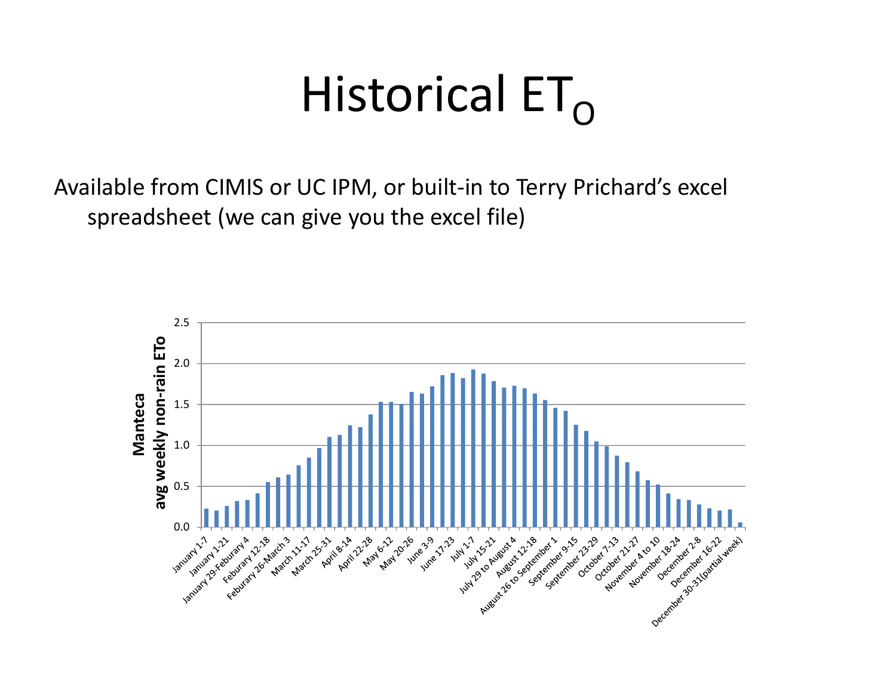# Historical $ET_O$

Available from CIMIS or UC IPM, or built-in to Terry Prichard's excel spreadsheet (we can give you the excel file)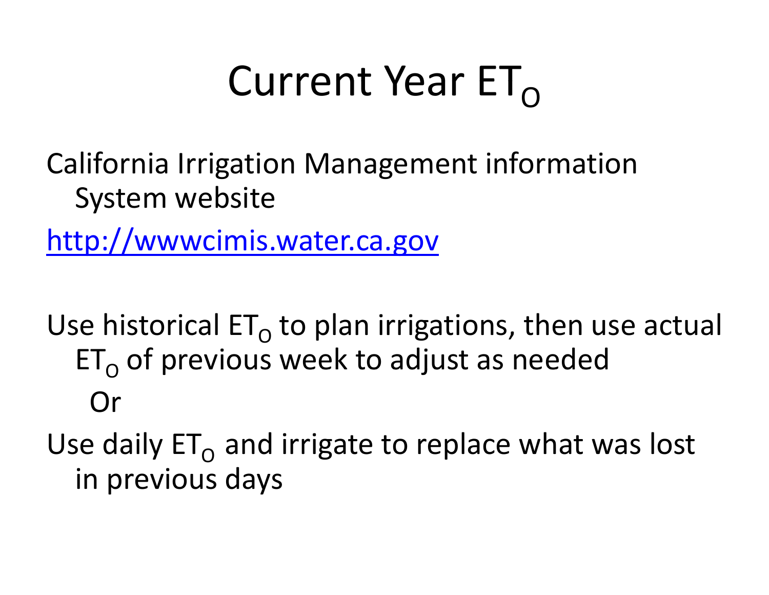# Current Year $ET_O$

California Irrigation Management information System website

http://wwwcimis.water.ca.gov

Use historical $ET_O$ to plan irrigations, then use actual $ET_O$ of previous week to adjust as needed

Or

Use daily $ET_O$ and irrigate to replace what was lost in previous days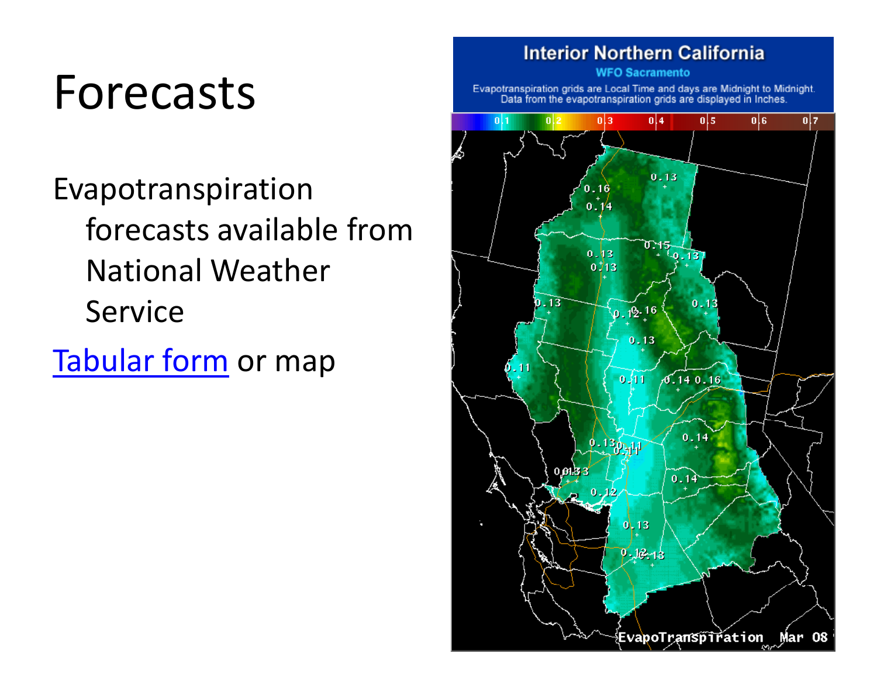# Forecasts

Evapotranspiration forecasts available from National Weather Service

Tabular form or map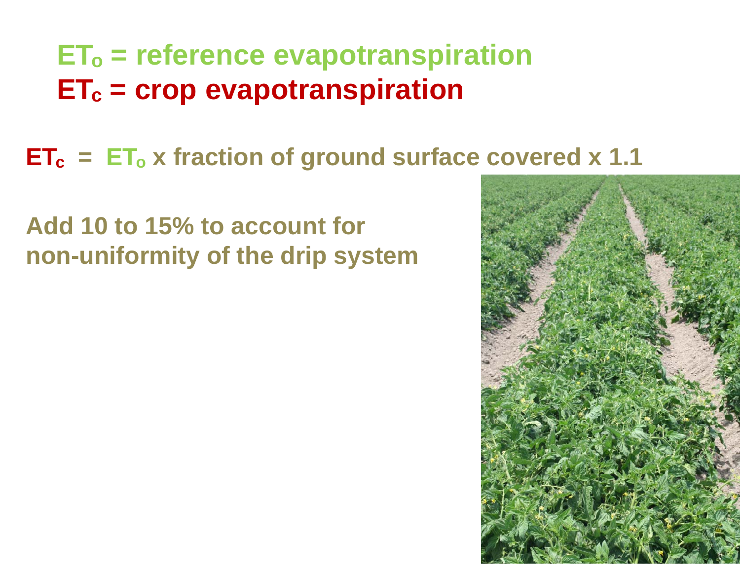**$ET_o$ = reference evapotranspiration**

**$ET_c$ = crop evapotranspiration**

**$ET_c$ = $ET_o$ x fraction of ground surface covered x 1.1**

**Add 10 to 15% to account for non-uniformity of the drip system**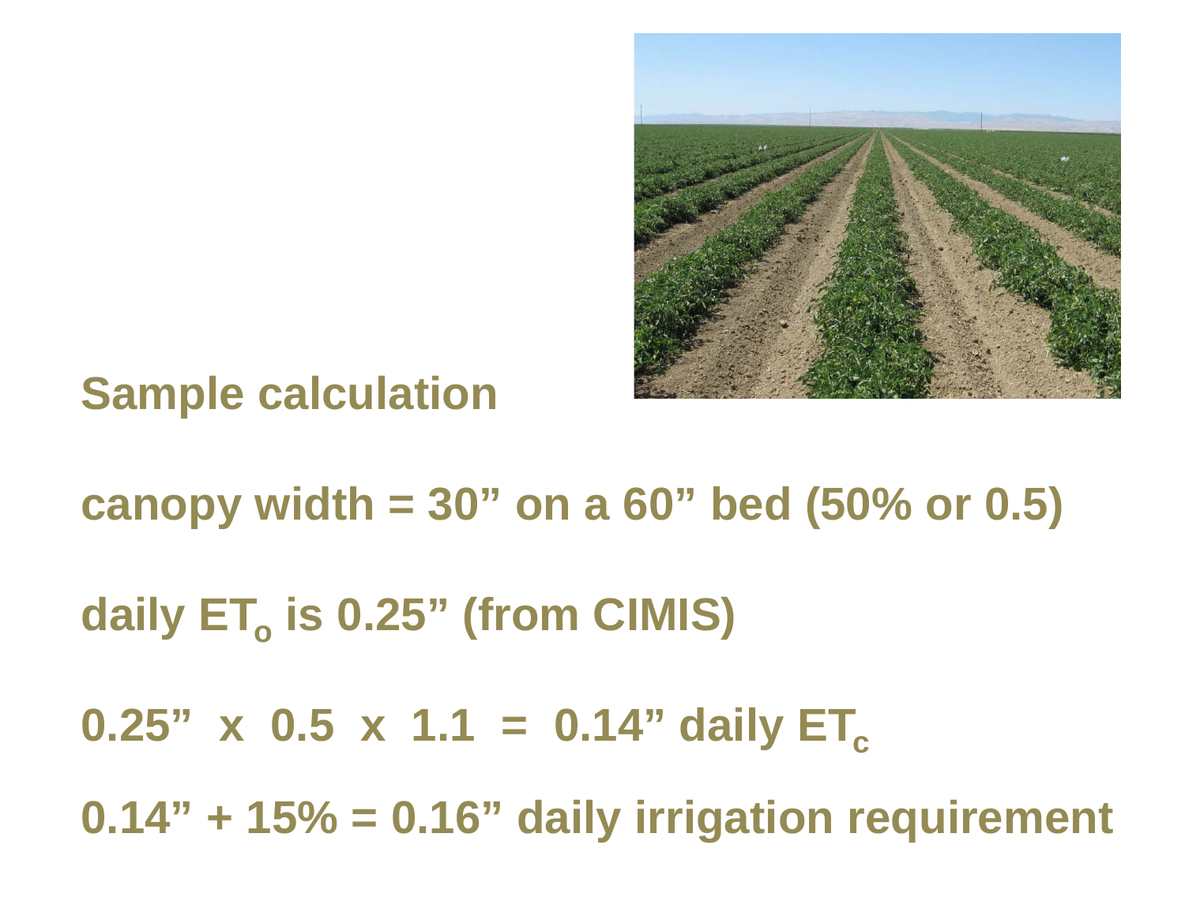## Sample calculation

canopy width = 30” on a 60” bed (50% or 0.5)

daily $ET_o$ is 0.25” (from CIMIS)

0.25” x 0.5 x 1.1 = 0.14” daily $ET_c$

0.14” + 15% = 0.16” daily irrigation requirement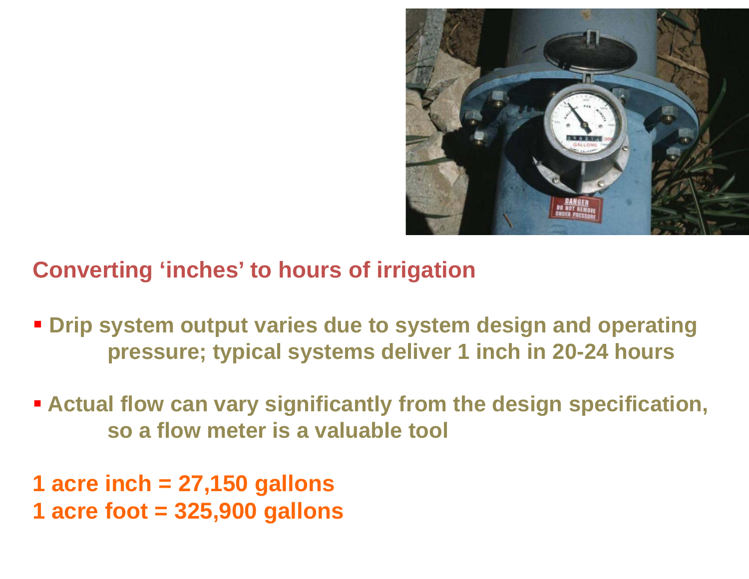## Converting 'inches' to hours of irrigation

- Drip system output varies due to system design and operating pressure; typical systems deliver 1 inch in 20-24 hours
- Actual flow can vary significantly from the design specification, so a flow meter is a valuable tool

**1 acre inch = 27,150 gallons**
**1 acre foot = 325,900 gallons**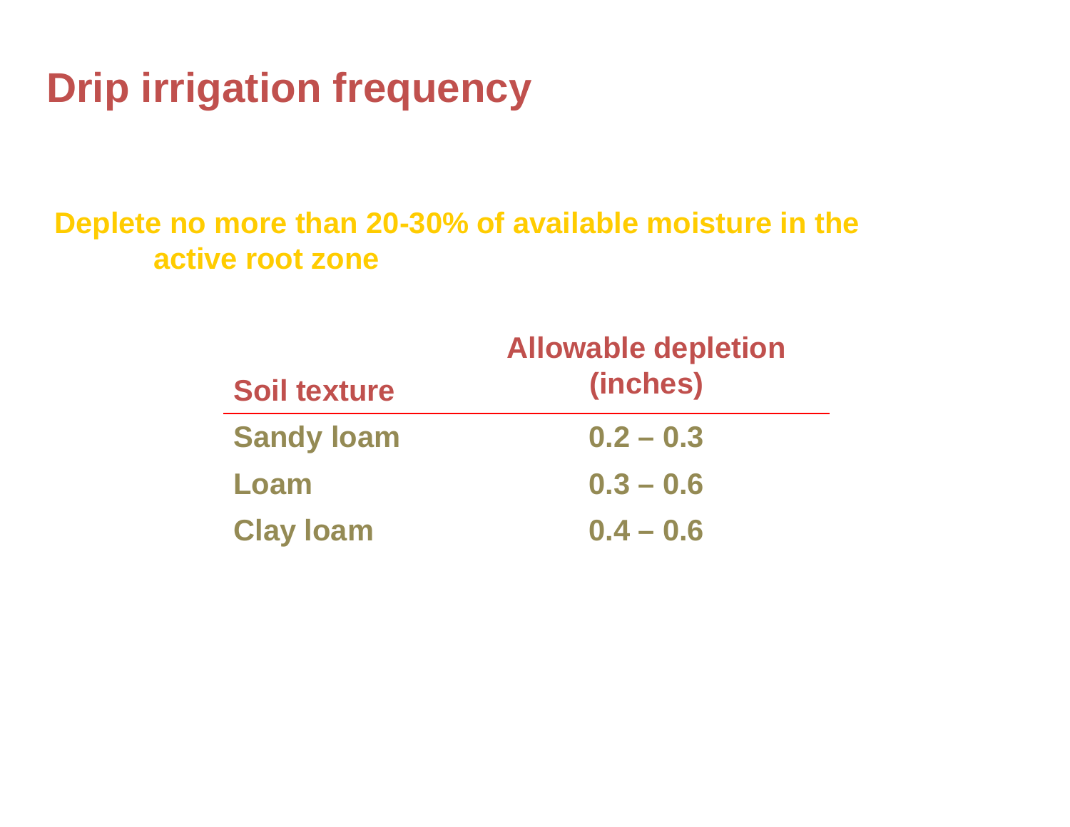# Drip irrigation frequency

**Deplete no more than 20-30% of available moisture in the active root zone**

| Soil texture | Allowable depletion (inches) |
|---|---|
| Sandy loam | 0.2 – 0.3 |
| Loam | 0.3 – 0.6 |
| Clay loam | 0.4 – 0.6 |